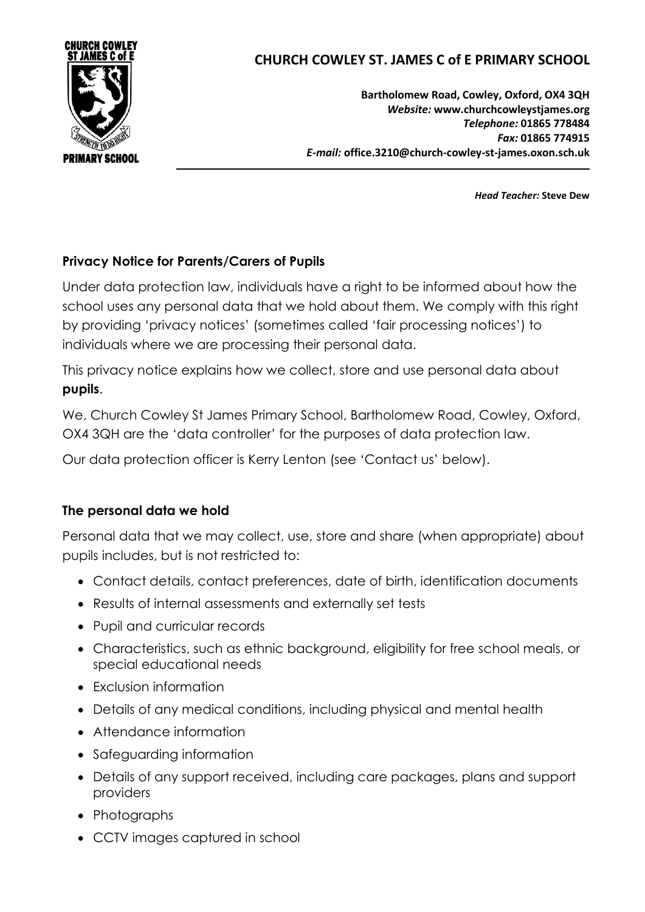# CHURCH COWLEY ST. JAMES C of E PRIMARY SCHOOL

**Bartholomew Road, Cowley, Oxford, OX4 3QH**
***Website:*** **www.churchcowleystjames.org**
***Telephone:*** **01865 778484**
***Fax:*** **01865 774915**
***E-mail:*** **office.3210@church-cowley-st-james.oxon.sch.uk**

***Head Teacher:*** **Steve Dew**

## Privacy Notice for Parents/Carers of Pupils

Under data protection law, individuals have a right to be informed about how the school uses any personal data that we hold about them. We comply with this right by providing 'privacy notices' (sometimes called 'fair processing notices') to individuals where we are processing their personal data.

This privacy notice explains how we collect, store and use personal data about **pupils**.

We, Church Cowley St James Primary School, Bartholomew Road, Cowley, Oxford, OX4 3QH are the 'data controller' for the purposes of data protection law.

Our data protection officer is Kerry Lenton (see 'Contact us' below).

## The personal data we hold

Personal data that we may collect, use, store and share (when appropriate) about pupils includes, but is not restricted to:

- Contact details, contact preferences, date of birth, identification documents
- Results of internal assessments and externally set tests
- Pupil and curricular records
- Characteristics, such as ethnic background, eligibility for free school meals, or special educational needs
- Exclusion information
- Details of any medical conditions, including physical and mental health
- Attendance information
- Safeguarding information
- Details of any support received, including care packages, plans and support providers
- Photographs
- CCTV images captured in school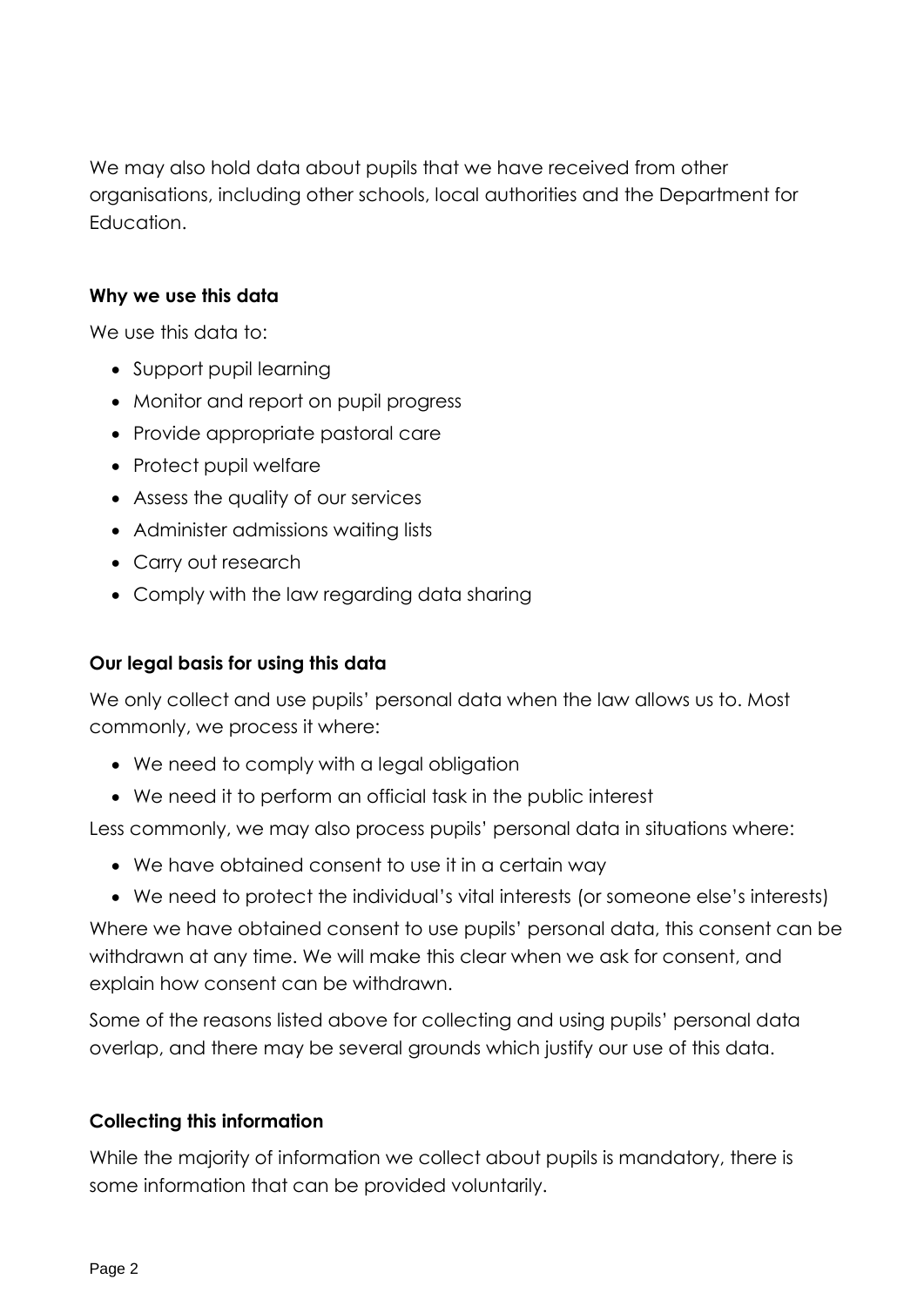We may also hold data about pupils that we have received from other organisations, including other schools, local authorities and the Department for Education.

**Why we use this data**

We use this data to:

- Support pupil learning
- Monitor and report on pupil progress
- Provide appropriate pastoral care
- Protect pupil welfare
- Assess the quality of our services
- Administer admissions waiting lists
- Carry out research
- Comply with the law regarding data sharing

**Our legal basis for using this data**

We only collect and use pupils' personal data when the law allows us to. Most commonly, we process it where:

- We need to comply with a legal obligation
- We need it to perform an official task in the public interest

Less commonly, we may also process pupils' personal data in situations where:

- We have obtained consent to use it in a certain way
- We need to protect the individual's vital interests (or someone else's interests)

Where we have obtained consent to use pupils' personal data, this consent can be withdrawn at any time. We will make this clear when we ask for consent, and explain how consent can be withdrawn.

Some of the reasons listed above for collecting and using pupils' personal data overlap, and there may be several grounds which justify our use of this data.

**Collecting this information**

While the majority of information we collect about pupils is mandatory, there is some information that can be provided voluntarily.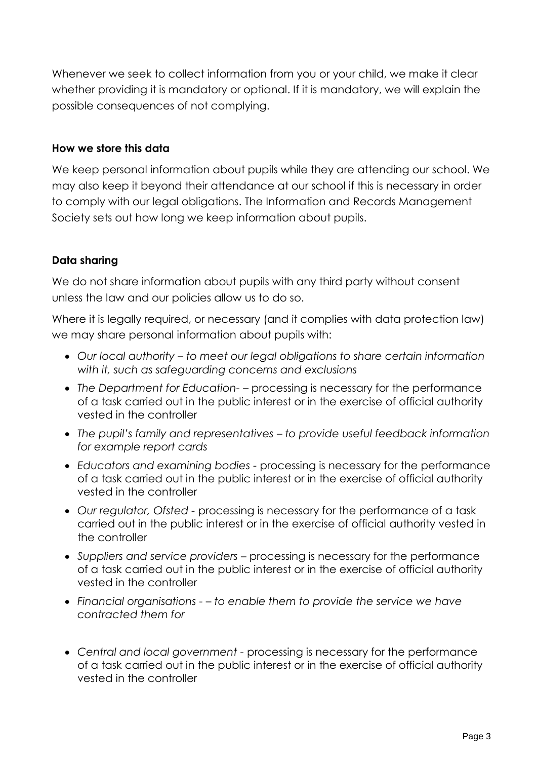Whenever we seek to collect information from you or your child, we make it clear whether providing it is mandatory or optional. If it is mandatory, we will explain the possible consequences of not complying.

### How we store this data

We keep personal information about pupils while they are attending our school. We may also keep it beyond their attendance at our school if this is necessary in order to comply with our legal obligations. The Information and Records Management Society sets out how long we keep information about pupils.

### Data sharing

We do not share information about pupils with any third party without consent unless the law and our policies allow us to do so.

Where it is legally required, or necessary (and it complies with data protection law) we may share personal information about pupils with:

- *Our local authority – to meet our legal obligations to share certain information with it, such as safeguarding concerns and exclusions*
- *The Department for Education-* – processing is necessary for the performance of a task carried out in the public interest or in the exercise of official authority vested in the controller
- *The pupil's family and representatives – to provide useful feedback information for example report cards*
- *Educators and examining bodies* - processing is necessary for the performance of a task carried out in the public interest or in the exercise of official authority vested in the controller
- *Our regulator, Ofsted* - processing is necessary for the performance of a task carried out in the public interest or in the exercise of official authority vested in the controller
- *Suppliers and service providers* – processing is necessary for the performance of a task carried out in the public interest or in the exercise of official authority vested in the controller
- *Financial organisations - – to enable them to provide the service we have contracted them for*
- *Central and local government* - processing is necessary for the performance of a task carried out in the public interest or in the exercise of official authority vested in the controller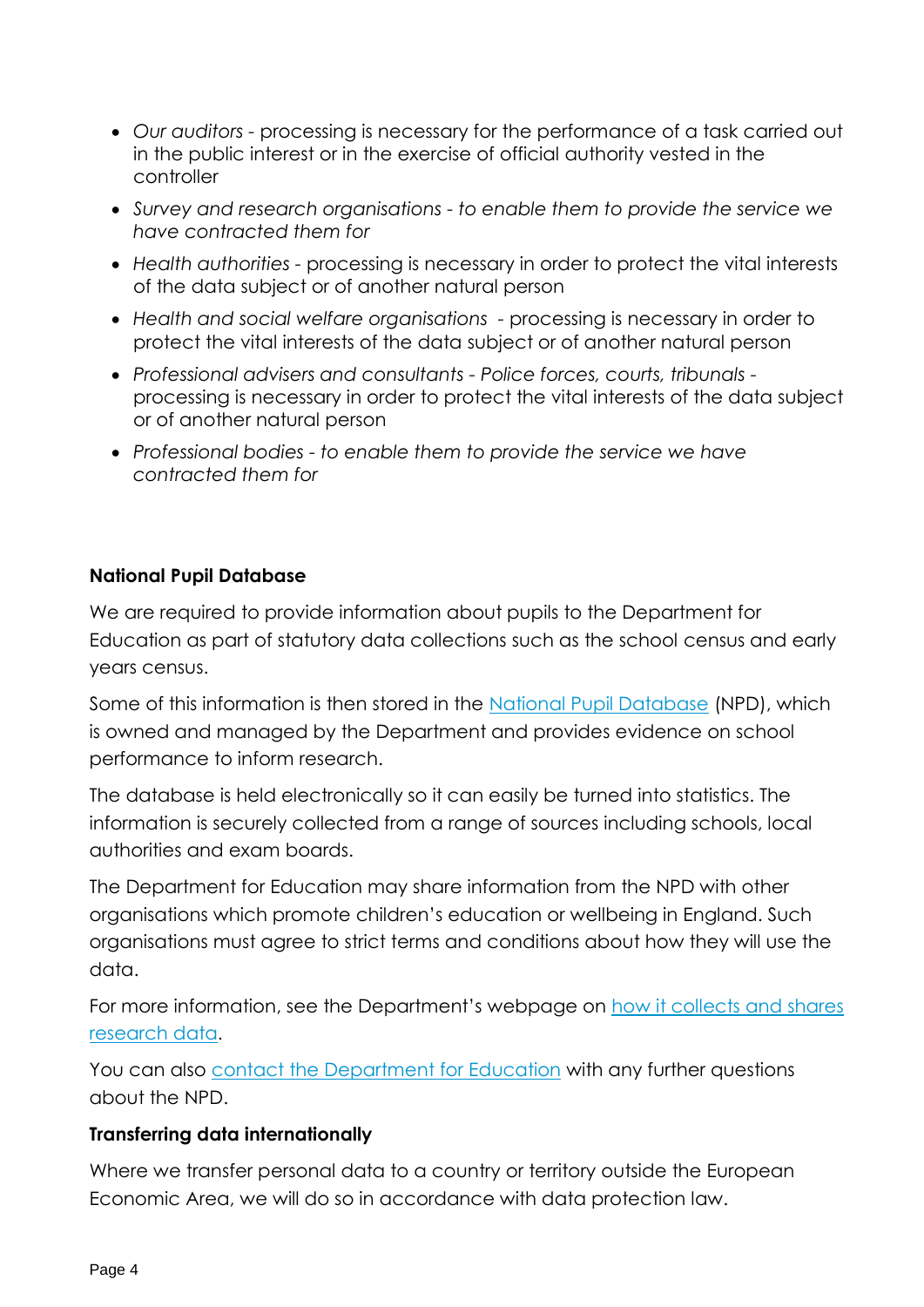- *Our auditors* - processing is necessary for the performance of a task carried out in the public interest or in the exercise of official authority vested in the controller
- *Survey and research organisations - to enable them to provide the service we have contracted them for*
- *Health authorities* - processing is necessary in order to protect the vital interests of the data subject or of another natural person
- *Health and social welfare organisations* - processing is necessary in order to protect the vital interests of the data subject or of another natural person
- *Professional advisers and consultants - Police forces, courts, tribunals* - processing is necessary in order to protect the vital interests of the data subject or of another natural person
- *Professional bodies - to enable them to provide the service we have contracted them for*

**National Pupil Database**

We are required to provide information about pupils to the Department for Education as part of statutory data collections such as the school census and early years census.

Some of this information is then stored in the National Pupil Database (NPD), which is owned and managed by the Department and provides evidence on school performance to inform research.

The database is held electronically so it can easily be turned into statistics. The information is securely collected from a range of sources including schools, local authorities and exam boards.

The Department for Education may share information from the NPD with other organisations which promote children's education or wellbeing in England. Such organisations must agree to strict terms and conditions about how they will use the data.

For more information, see the Department's webpage on how it collects and shares research data.

You can also contact the Department for Education with any further questions about the NPD.

**Transferring data internationally**

Where we transfer personal data to a country or territory outside the European Economic Area, we will do so in accordance with data protection law.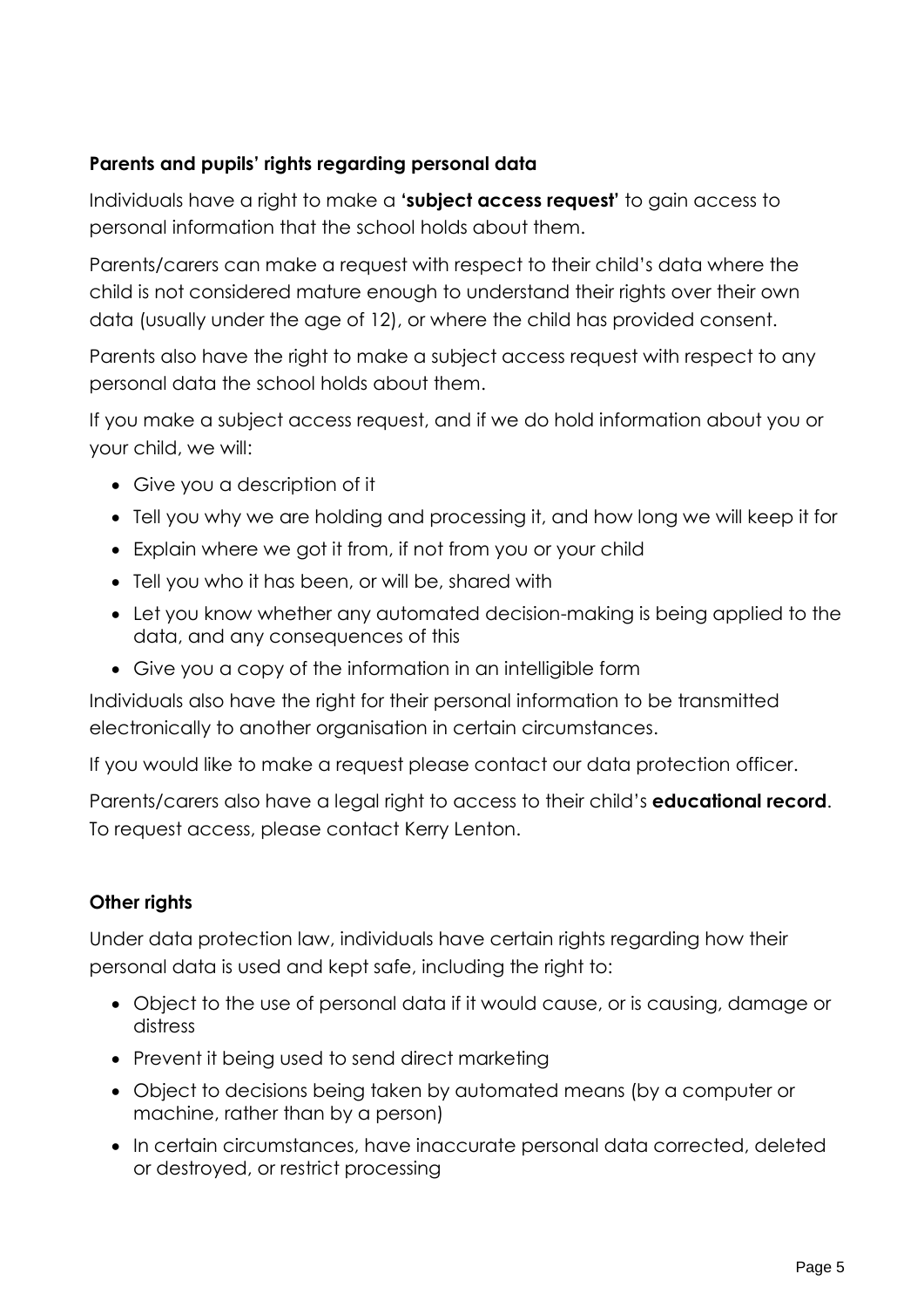### Parents and pupils' rights regarding personal data

Individuals have a right to make a **'subject access request'** to gain access to personal information that the school holds about them.

Parents/carers can make a request with respect to their child's data where the child is not considered mature enough to understand their rights over their own data (usually under the age of 12), or where the child has provided consent.

Parents also have the right to make a subject access request with respect to any personal data the school holds about them.

If you make a subject access request, and if we do hold information about you or your child, we will:

- Give you a description of it
- Tell you why we are holding and processing it, and how long we will keep it for
- Explain where we got it from, if not from you or your child
- Tell you who it has been, or will be, shared with
- Let you know whether any automated decision-making is being applied to the data, and any consequences of this
- Give you a copy of the information in an intelligible form

Individuals also have the right for their personal information to be transmitted electronically to another organisation in certain circumstances.

If you would like to make a request please contact our data protection officer.

Parents/carers also have a legal right to access to their child's **educational record**. To request access, please contact Kerry Lenton.

### Other rights

Under data protection law, individuals have certain rights regarding how their personal data is used and kept safe, including the right to:

- Object to the use of personal data if it would cause, or is causing, damage or distress
- Prevent it being used to send direct marketing
- Object to decisions being taken by automated means (by a computer or machine, rather than by a person)
- In certain circumstances, have inaccurate personal data corrected, deleted or destroyed, or restrict processing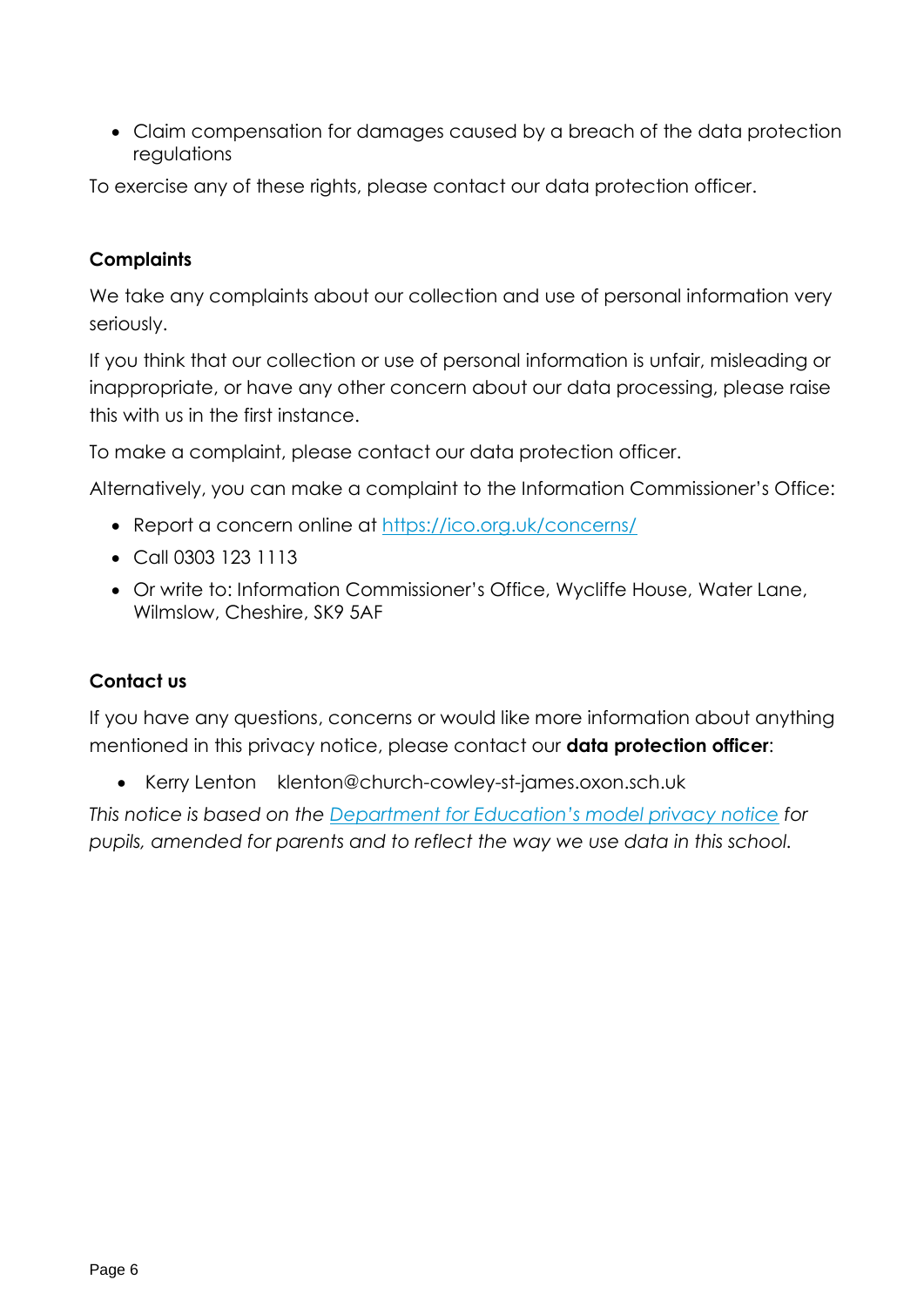- Claim compensation for damages caused by a breach of the data protection regulations

To exercise any of these rights, please contact our data protection officer.

### Complaints

We take any complaints about our collection and use of personal information very seriously.

If you think that our collection or use of personal information is unfair, misleading or inappropriate, or have any other concern about our data processing, please raise this with us in the first instance.

To make a complaint, please contact our data protection officer.

Alternatively, you can make a complaint to the Information Commissioner's Office:

- Report a concern online at [https://ico.org.uk/concerns/](https://ico.org.uk/concerns/)
- Call 0303 123 1113
- Or write to: Information Commissioner's Office, Wycliffe House, Water Lane, Wilmslow, Cheshire, SK9 5AF

### Contact us

If you have any questions, concerns or would like more information about anything mentioned in this privacy notice, please contact our **data protection officer**:

- Kerry Lenton klenton@church-cowley-st-james.oxon.sch.uk

*This notice is based on the [Department for Education's model privacy notice](#) for pupils, amended for parents and to reflect the way we use data in this school.*